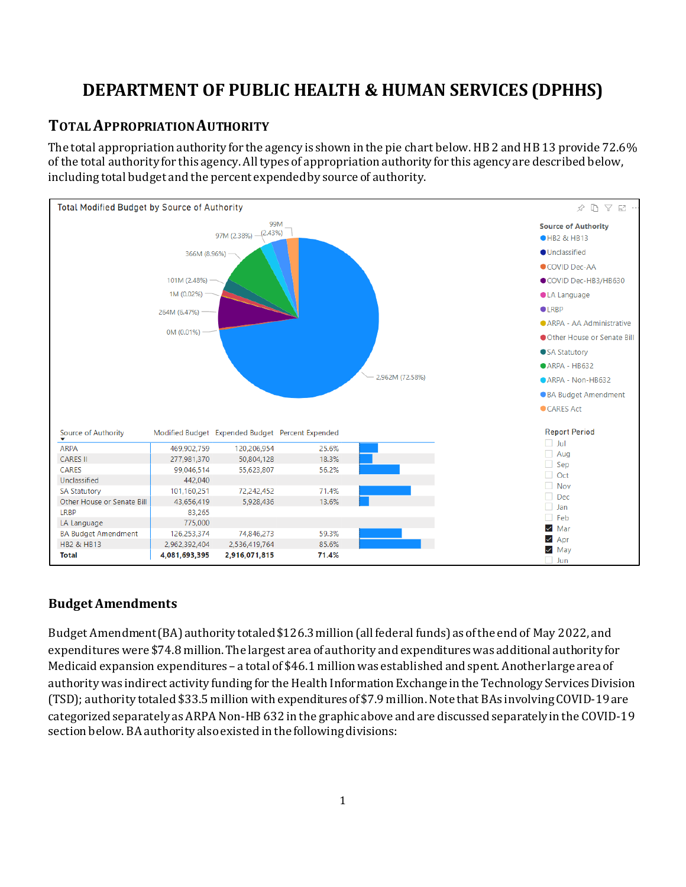# DEPARTMENT OF PUBLIC HEALTH & HUMAN SERVICES (DPHHS)

## TOTAL APPROPRIATION AUTHORITY

The total appropriation authority for the agency is shown in the pie chart below. HB 2 and HB 13 provide 72.6% of the total authority for this agency. All types of appropriation authority for this agency are described below, including total budget and the percent expended by source of authority.

Total Modified Budget by Source of Authority

| Source of Authority | Modified Budget | Expended Budget | Percent Expended |
|---|---|---|---|
| ARPA | 469,902,759 | 120,206,954 | 25.6% |
| CARES II | 277,981,370 | 50,804,128 | 18.3% |
| CARES | 99,046,514 | 55,623,807 | 56.2% |
| Unclassified | 442,040 | | |
| SA Statutory | 101,160,251 | 72,242,452 | 71.4% |
| Other House or Senate Bill | 43,656,419 | 5,928,436 | 13.6% |
| LRBP | 83,265 | | |
| LA Language | 775,000 | | |
| BA Budget Amendment | 126,253,374 | 74,846,273 | 59.3% |
| HB2 & HB13 | 2,962,392,404 | 2,536,419,764 | 85.6% |
| **Total** | **4,081,693,395** | **2,916,071,815** | **71.4%** |

## Budget Amendments

Budget Amendment (BA) authority totaled $126.3 million (all federal funds) as of the end of May 2022, and expenditures were $74.8 million. The largest area of authority and expenditures was additional authority for Medicaid expansion expenditures – a total of $46.1 million was established and spent. Another large area of authority was indirect activity funding for the Health Information Exchange in the Technology Services Division (TSD); authority totaled $33.5 million with expenditures of $7.9 million. Note that BAs involving COVID-19 are categorized separately as ARPA Non-HB 632 in the graphic above and are discussed separately in the COVID-19 section below. BA authority also existed in the following divisions: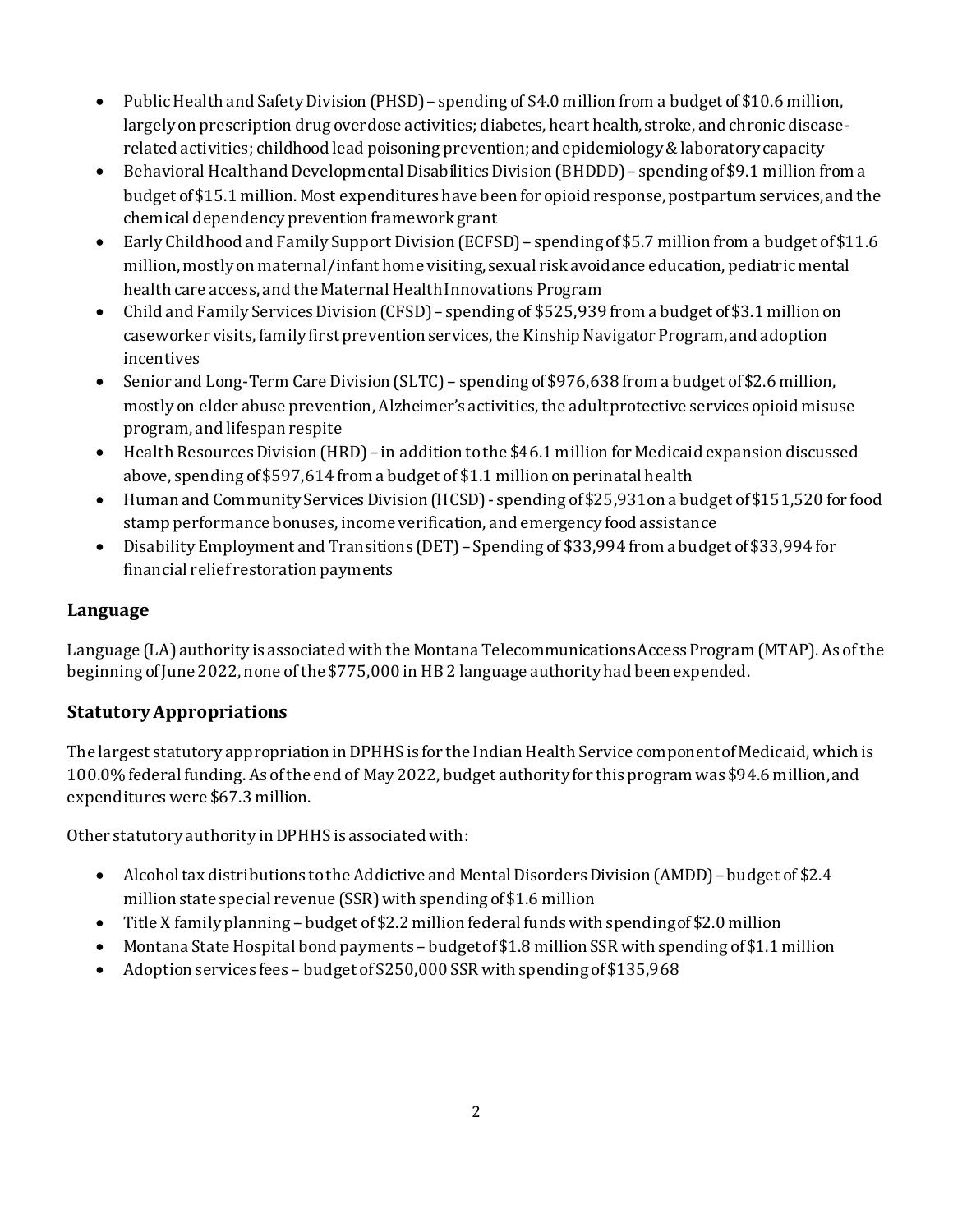- Public Health and Safety Division (PHSD) – spending of $4.0 million from a budget of $10.6 million, largely on prescription drug overdose activities; diabetes, heart health, stroke, and chronic disease-related activities; childhood lead poisoning prevention; and epidemiology & laboratory capacity
- Behavioral Health and Developmental Disabilities Division (BHDDD) – spending of $9.1 million from a budget of $15.1 million. Most expenditures have been for opioid response, postpartum services, and the chemical dependency prevention framework grant
- Early Childhood and Family Support Division (ECFSD) – spending of $5.7 million from a budget of $11.6 million, mostly on maternal/infant home visiting, sexual risk avoidance education, pediatric mental health care access, and the Maternal Health Innovations Program
- Child and Family Services Division (CFSD) – spending of $525,939 from a budget of $3.1 million on caseworker visits, family first prevention services, the Kinship Navigator Program, and adoption incentives
- Senior and Long-Term Care Division (SLTC) – spending of $976,638 from a budget of $2.6 million, mostly on elder abuse prevention, Alzheimer's activities, the adult protective services opioid misuse program, and lifespan respite
- Health Resources Division (HRD) – in addition to the $46.1 million for Medicaid expansion discussed above, spending of $597,614 from a budget of $1.1 million on perinatal health
- Human and Community Services Division (HCSD) - spending of $25,931on a budget of $151,520 for food stamp performance bonuses, income verification, and emergency food assistance
- Disability Employment and Transitions (DET) – Spending of $33,994 from a budget of $33,994 for financial relief restoration payments

## Language

Language (LA) authority is associated with the Montana Telecommunications Access Program (MTAP). As of the beginning of June 2022, none of the $775,000 in HB 2 language authority had been expended.

## Statutory Appropriations

The largest statutory appropriation in DPHHS is for the Indian Health Service component of Medicaid, which is 100.0% federal funding. As of the end of May 2022, budget authority for this program was $94.6 million, and expenditures were $67.3 million.

Other statutory authority in DPHHS is associated with:

- Alcohol tax distributions to the Addictive and Mental Disorders Division (AMDD) – budget of $2.4 million state special revenue (SSR) with spending of $1.6 million
- Title X family planning – budget of $2.2 million federal funds with spending of $2.0 million
- Montana State Hospital bond payments – budget of $1.8 million SSR with spending of $1.1 million
- Adoption services fees – budget of $250,000 SSR with spending of $135,968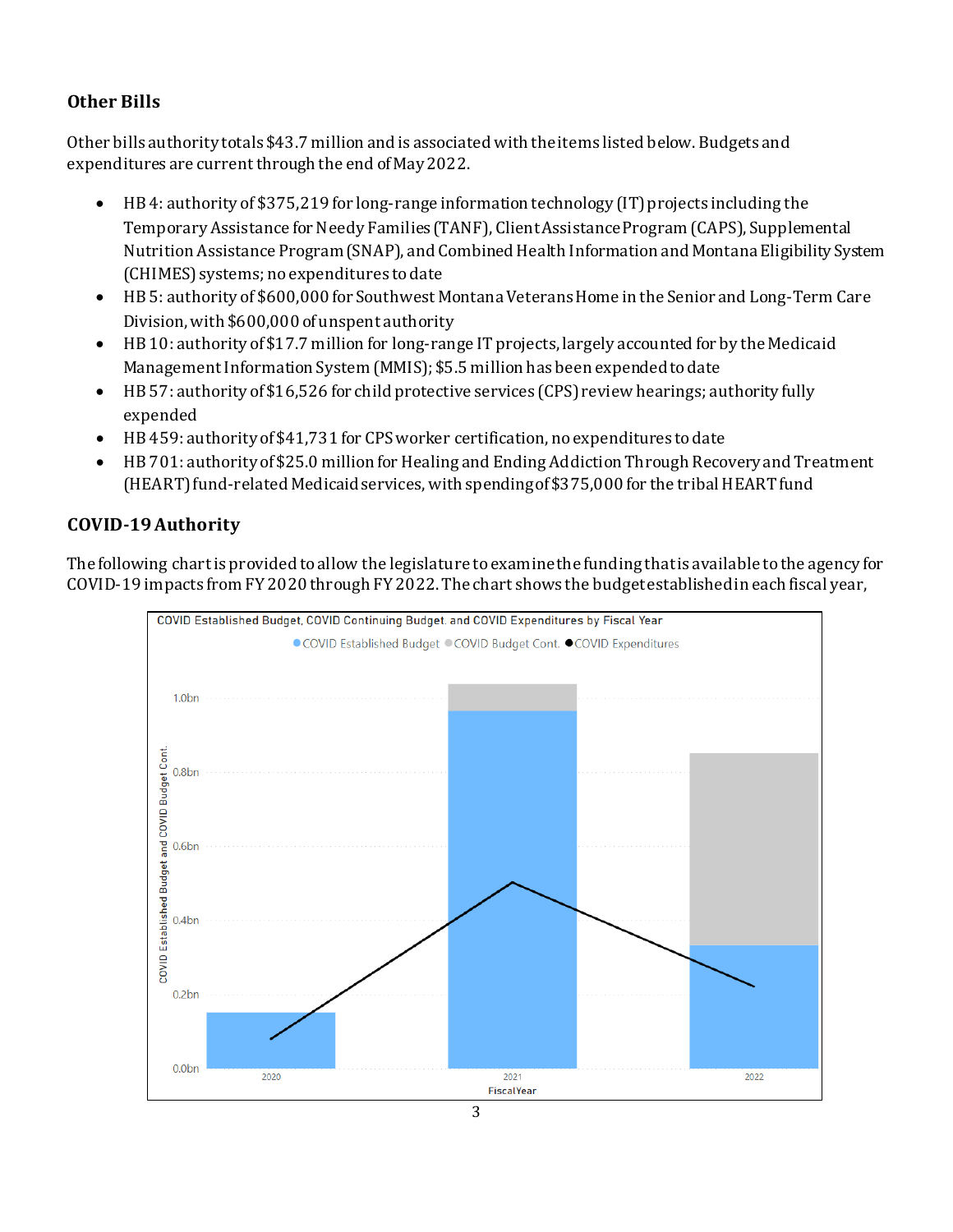### Other Bills

Other bills authority totals $43.7 million and is associated with the items listed below. Budgets and expenditures are current through the end of May 2022.

- HB 4: authority of $375,219 for long-range information technology (IT) projects including the Temporary Assistance for Needy Families (TANF), Client Assistance Program (CAPS), Supplemental Nutrition Assistance Program (SNAP), and Combined Health Information and Montana Eligibility System (CHIMES) systems; no expenditures to date
- HB 5: authority of $600,000 for Southwest Montana Veterans Home in the Senior and Long-Term Care Division, with $600,000 of unspent authority
- HB 10: authority of $17.7 million for long-range IT projects, largely accounted for by the Medicaid Management Information System (MMIS); $5.5 million has been expended to date
- HB 57: authority of $16,526 for child protective services (CPS) review hearings; authority fully expended
- HB 459: authority of $41,731 for CPS worker certification, no expenditures to date
- HB 701: authority of $25.0 million for Healing and Ending Addiction Through Recovery and Treatment (HEART) fund-related Medicaid services, with spending of $375,000 for the tribal HEART fund

### COVID-19 Authority

The following chart is provided to allow the legislature to examine the funding that is available to the agency for COVID-19 impacts from FY 2020 through FY 2022. The chart shows the budget established in each fiscal year,

COVID Established Budget, COVID Continuing Budget, and COVID Expenditures by Fiscal Year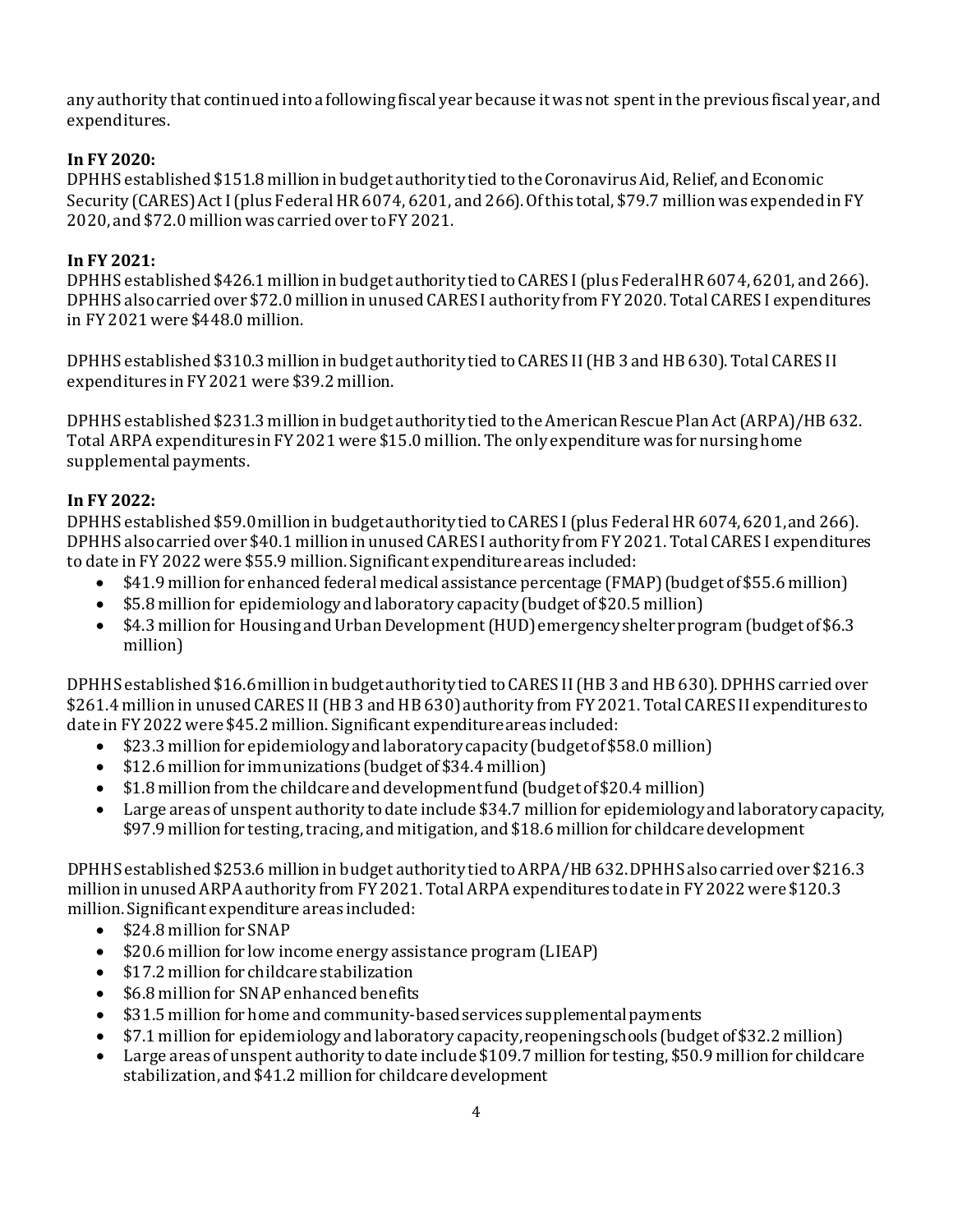any authority that continued into a following fiscal year because it was not spent in the previous fiscal year, and expenditures.

**In FY 2020:**
DPHHS established $151.8 million in budget authority tied to the Coronavirus Aid, Relief, and Economic Security (CARES) Act I (plus Federal HR 6074, 6201, and 266). Of this total, $79.7 million was expended in FY 2020, and $72.0 million was carried over to FY 2021.

**In FY 2021:**
DPHHS established $426.1 million in budget authority tied to CARES I (plus Federal HR 6074, 6201, and 266). DPHHS also carried over $72.0 million in unused CARES I authority from FY 2020. Total CARES I expenditures in FY 2021 were $448.0 million.

DPHHS established $310.3 million in budget authority tied to CARES II (HB 3 and HB 630). Total CARES II expenditures in FY 2021 were $39.2 million.

DPHHS established $231.3 million in budget authority tied to the American Rescue Plan Act (ARPA)/HB 632. Total ARPA expenditures in FY 2021 were $15.0 million. The only expenditure was for nursing home supplemental payments.

**In FY 2022:**
DPHHS established $59.0 million in budget authority tied to CARES I (plus Federal HR 6074, 6201, and 266). DPHHS also carried over $40.1 million in unused CARES I authority from FY 2021. Total CARES I expenditures to date in FY 2022 were $55.9 million. Significant expenditure areas included:

- $41.9 million for enhanced federal medical assistance percentage (FMAP) (budget of $55.6 million)
- $5.8 million for epidemiology and laboratory capacity (budget of $20.5 million)
- $4.3 million for Housing and Urban Development (HUD) emergency shelter program (budget of $6.3 million)

DPHHS established $16.6 million in budget authority tied to CARES II (HB 3 and HB 630). DPHHS carried over $261.4 million in unused CARES II (HB 3 and HB 630) authority from FY 2021. Total CARES II expenditures to date in FY 2022 were $45.2 million. Significant expenditure areas included:

- $23.3 million for epidemiology and laboratory capacity (budget of $58.0 million)
- $12.6 million for immunizations (budget of $34.4 million)
- $1.8 million from the childcare and development fund (budget of $20.4 million)
- Large areas of unspent authority to date include $34.7 million for epidemiology and laboratory capacity, $97.9 million for testing, tracing, and mitigation, and $18.6 million for childcare development

DPHHS established $253.6 million in budget authority tied to ARPA/HB 632. DPHHS also carried over $216.3 million in unused ARPA authority from FY 2021. Total ARPA expenditures to date in FY 2022 were $120.3 million. Significant expenditure areas included:

- $24.8 million for SNAP
- $20.6 million for low income energy assistance program (LIEAP)
- $17.2 million for childcare stabilization
- $6.8 million for SNAP enhanced benefits
- $31.5 million for home and community-based services supplemental payments
- $7.1 million for epidemiology and laboratory capacity, reopening schools (budget of $32.2 million)
- Large areas of unspent authority to date include $109.7 million for testing, $50.9 million for childcare stabilization, and $41.2 million for childcare development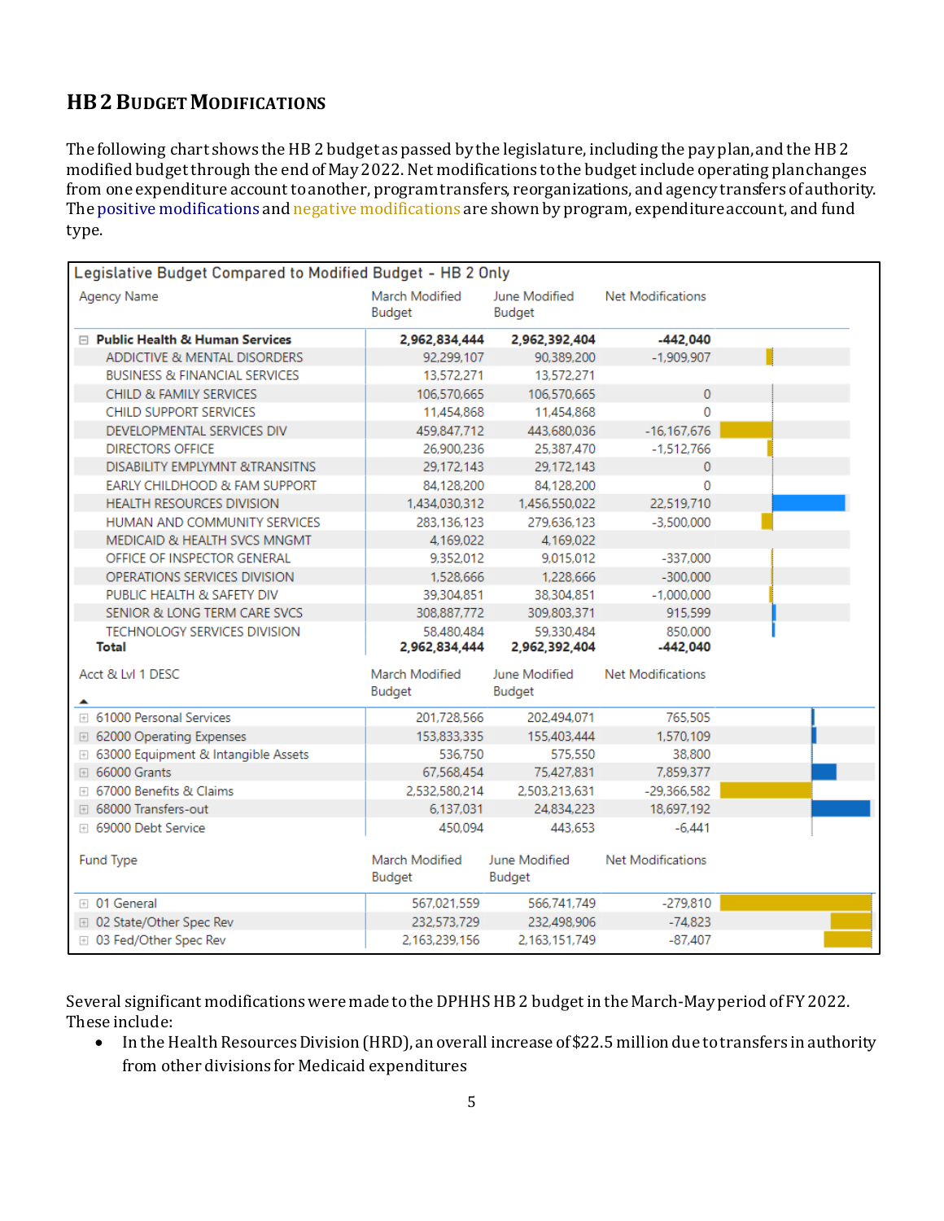## HB 2 Budget Modifications

The following chart shows the HB 2 budget as passed by the legislature, including the pay plan, and the HB 2 modified budget through the end of May 2022. Net modifications to the budget include operating plan changes from one expenditure account to another, program transfers, reorganizations, and agency transfers of authority. The positive modifications and negative modifications are shown by program, expenditure account, and fund type.

**Legislative Budget Compared to Modified Budget - HB 2 Only**

| Agency Name | March Modified Budget | June Modified Budget | Net Modifications |
|---|---|---|---|
| **Public Health & Human Services** | **2,962,834,444** | **2,962,392,404** | **-442,040** |
| ADDICTIVE & MENTAL DISORDERS | 92,299,107 | 90,389,200 | -1,909,907 |
| BUSINESS & FINANCIAL SERVICES | 13,572,271 | 13,572,271 | |
| CHILD & FAMILY SERVICES | 106,570,665 | 106,570,665 | 0 |
| CHILD SUPPORT SERVICES | 11,454,868 | 11,454,868 | 0 |
| DEVELOPMENTAL SERVICES DIV | 459,847,712 | 443,680,036 | -16,167,676 |
| DIRECTORS OFFICE | 26,900,236 | 25,387,470 | -1,512,766 |
| DISABILITY EMPLYMNT &TRANSITNS | 29,172,143 | 29,172,143 | 0 |
| EARLY CHILDHOOD & FAM SUPPORT | 84,128,200 | 84,128,200 | 0 |
| HEALTH RESOURCES DIVISION | 1,434,030,312 | 1,456,550,022 | 22,519,710 |
| HUMAN AND COMMUNITY SERVICES | 283,136,123 | 279,636,123 | -3,500,000 |
| MEDICAID & HEALTH SVCS MNGMT | 4,169,022 | 4,169,022 | |
| OFFICE OF INSPECTOR GENERAL | 9,352,012 | 9,015,012 | -337,000 |
| OPERATIONS SERVICES DIVISION | 1,528,666 | 1,228,666 | -300,000 |
| PUBLIC HEALTH & SAFETY DIV | 39,304,851 | 38,304,851 | -1,000,000 |
| SENIOR & LONG TERM CARE SVCS | 308,887,772 | 309,803,371 | 915,599 |
| TECHNOLOGY SERVICES DIVISION | 58,480,484 | 59,330,484 | 850,000 |
| **Total** | **2,962,834,444** | **2,962,392,404** | **-442,040** |

| Acct & Lvl 1 DESC | March Modified Budget | June Modified Budget | Net Modifications |
|---|---|---|---|
| 61000 Personal Services | 201,728,566 | 202,494,071 | 765,505 |
| 62000 Operating Expenses | 153,833,335 | 155,403,444 | 1,570,109 |
| 63000 Equipment & Intangible Assets | 536,750 | 575,550 | 38,800 |
| 66000 Grants | 67,568,454 | 75,427,831 | 7,859,377 |
| 67000 Benefits & Claims | 2,532,580,214 | 2,503,213,631 | -29,366,582 |
| 68000 Transfers-out | 6,137,031 | 24,834,223 | 18,697,192 |
| 69000 Debt Service | 450,094 | 443,653 | -6,441 |

| Fund Type | March Modified Budget | June Modified Budget | Net Modifications |
|---|---|---|---|
| 01 General | 567,021,559 | 566,741,749 | -279,810 |
| 02 State/Other Spec Rev | 232,573,729 | 232,498,906 | -74,823 |
| 03 Fed/Other Spec Rev | 2,163,239,156 | 2,163,151,749 | -87,407 |

Several significant modifications were made to the DPHHS HB 2 budget in the March-May period of FY 2022. These include:

- In the Health Resources Division (HRD), an overall increase of $22.5 million due to transfers in authority from other divisions for Medicaid expenditures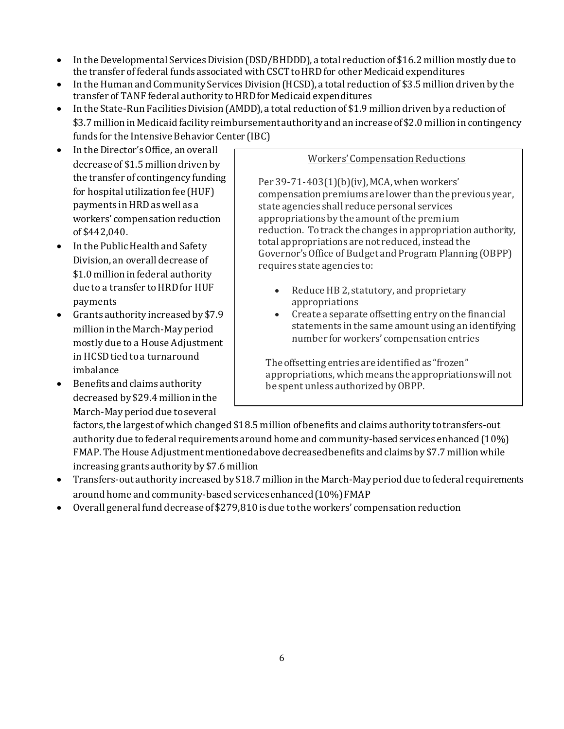- In the Developmental Services Division (DSD/BHDDD), a total reduction of $16.2 million mostly due to the transfer of federal funds associated with CSCT to HRD for other Medicaid expenditures
- In the Human and Community Services Division (HCSD), a total reduction of $3.5 million driven by the transfer of TANF federal authority to HRD for Medicaid expenditures
- In the State-Run Facilities Division (AMDD), a total reduction of $1.9 million driven by a reduction of $3.7 million in Medicaid facility reimbursement authority and an increase of $2.0 million in contingency funds for the Intensive Behavior Center (IBC)
- In the Director's Office, an overall decrease of $1.5 million driven by the transfer of contingency funding for hospital utilization fee (HUF) payments in HRD as well as a workers' compensation reduction of $442,040.
- In the Public Health and Safety Division, an overall decrease of $1.0 million in federal authority due to a transfer to HRD for HUF payments
- Grants authority increased by $7.9 million in the March-May period mostly due to a House Adjustment in HCSD tied to a turnaround imbalance
- Benefits and claims authority decreased by $29.4 million in the March-May period due to several factors, the largest of which changed $18.5 million of benefits and claims authority to transfers-out authority due to federal requirements around home and community-based services enhanced (10%) FMAP. The House Adjustment mentioned above decreased benefits and claims by $7.7 million while increasing grants authority by $7.6 million
- Transfers-out authority increased by $18.7 million in the March-May period due to federal requirements around home and community-based services enhanced (10%) FMAP
- Overall general fund decrease of $279,810 is due to the workers' compensation reduction

<u>Workers' Compensation Reductions</u>

Per 39-71-403(1)(b)(iv), MCA, when workers' compensation premiums are lower than the previous year, state agencies shall reduce personal services appropriations by the amount of the premium reduction. To track the changes in appropriation authority, total appropriations are not reduced, instead the Governor's Office of Budget and Program Planning (OBPP) requires state agencies to:

- Reduce HB 2, statutory, and proprietary appropriations
- Create a separate offsetting entry on the financial statements in the same amount using an identifying number for workers' compensation entries

The offsetting entries are identified as "frozen" appropriations, which means the appropriations will not be spent unless authorized by OBPP.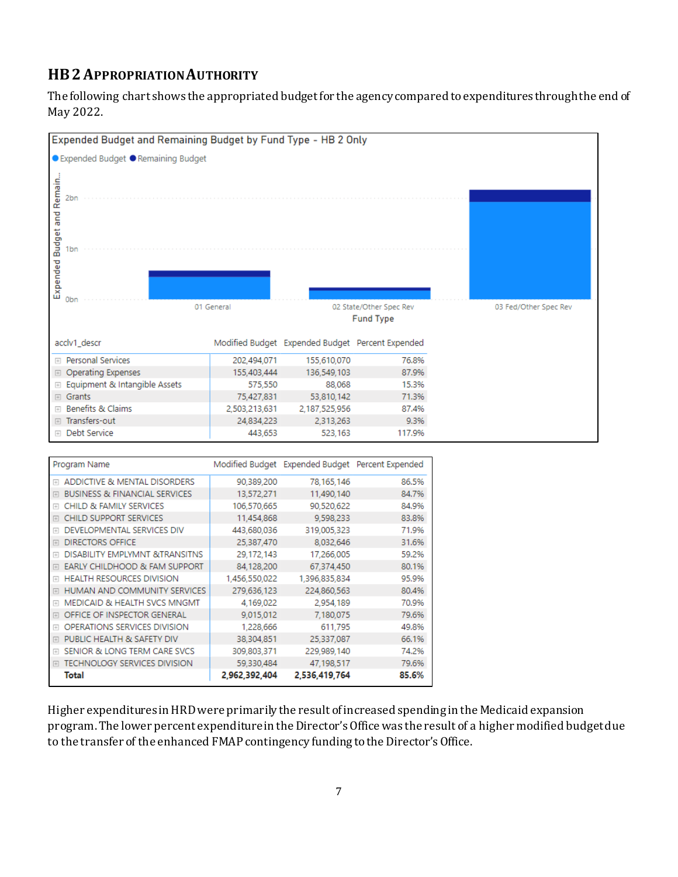## HB 2 APPROPRIATION AUTHORITY

The following chart shows the appropriated budget for the agency compared to expenditures through the end of May 2022.

**Expended Budget and Remaining Budget by Fund Type - HB 2 Only**

● Expended Budget ● Remaining Budget

| acclv1_descr | Modified Budget | Expended Budget | Percent Expended |
|---|---|---|---|
| Personal Services | 202,494,071 | 155,610,070 | 76.8% |
| Operating Expenses | 155,403,444 | 136,549,103 | 87.9% |
| Equipment & Intangible Assets | 575,550 | 88,068 | 15.3% |
| Grants | 75,427,831 | 53,810,142 | 71.3% |
| Benefits & Claims | 2,503,213,631 | 2,187,525,956 | 87.4% |
| Transfers-out | 24,834,223 | 2,313,263 | 9.3% |
| Debt Service | 443,653 | 523,163 | 117.9% |

| Program Name | Modified Budget | Expended Budget | Percent Expended |
|---|---|---|---|
| ADDICTIVE & MENTAL DISORDERS | 90,389,200 | 78,165,146 | 86.5% |
| BUSINESS & FINANCIAL SERVICES | 13,572,271 | 11,490,140 | 84.7% |
| CHILD & FAMILY SERVICES | 106,570,665 | 90,520,622 | 84.9% |
| CHILD SUPPORT SERVICES | 11,454,868 | 9,598,233 | 83.8% |
| DEVELOPMENTAL SERVICES DIV | 443,680,036 | 319,005,323 | 71.9% |
| DIRECTORS OFFICE | 25,387,470 | 8,032,646 | 31.6% |
| DISABILITY EMPLYMNT &TRANSITNS | 29,172,143 | 17,266,005 | 59.2% |
| EARLY CHILDHOOD & FAM SUPPORT | 84,128,200 | 67,374,450 | 80.1% |
| HEALTH RESOURCES DIVISION | 1,456,550,022 | 1,396,835,834 | 95.9% |
| HUMAN AND COMMUNITY SERVICES | 279,636,123 | 224,860,563 | 80.4% |
| MEDICAID & HEALTH SVCS MNGMT | 4,169,022 | 2,954,189 | 70.9% |
| OFFICE OF INSPECTOR GENERAL | 9,015,012 | 7,180,075 | 79.6% |
| OPERATIONS SERVICES DIVISION | 1,228,666 | 611,795 | 49.8% |
| PUBLIC HEALTH & SAFETY DIV | 38,304,851 | 25,337,087 | 66.1% |
| SENIOR & LONG TERM CARE SVCS | 309,803,371 | 229,989,140 | 74.2% |
| TECHNOLOGY SERVICES DIVISION | 59,330,484 | 47,198,517 | 79.6% |
| **Total** | **2,962,392,404** | **2,536,419,764** | **85.6%** |

Higher expenditures in HRD were primarily the result of increased spending in the Medicaid expansion program. The lower percent expenditure in the Director's Office was the result of a higher modified budget due to the transfer of the enhanced FMAP contingency funding to the Director's Office.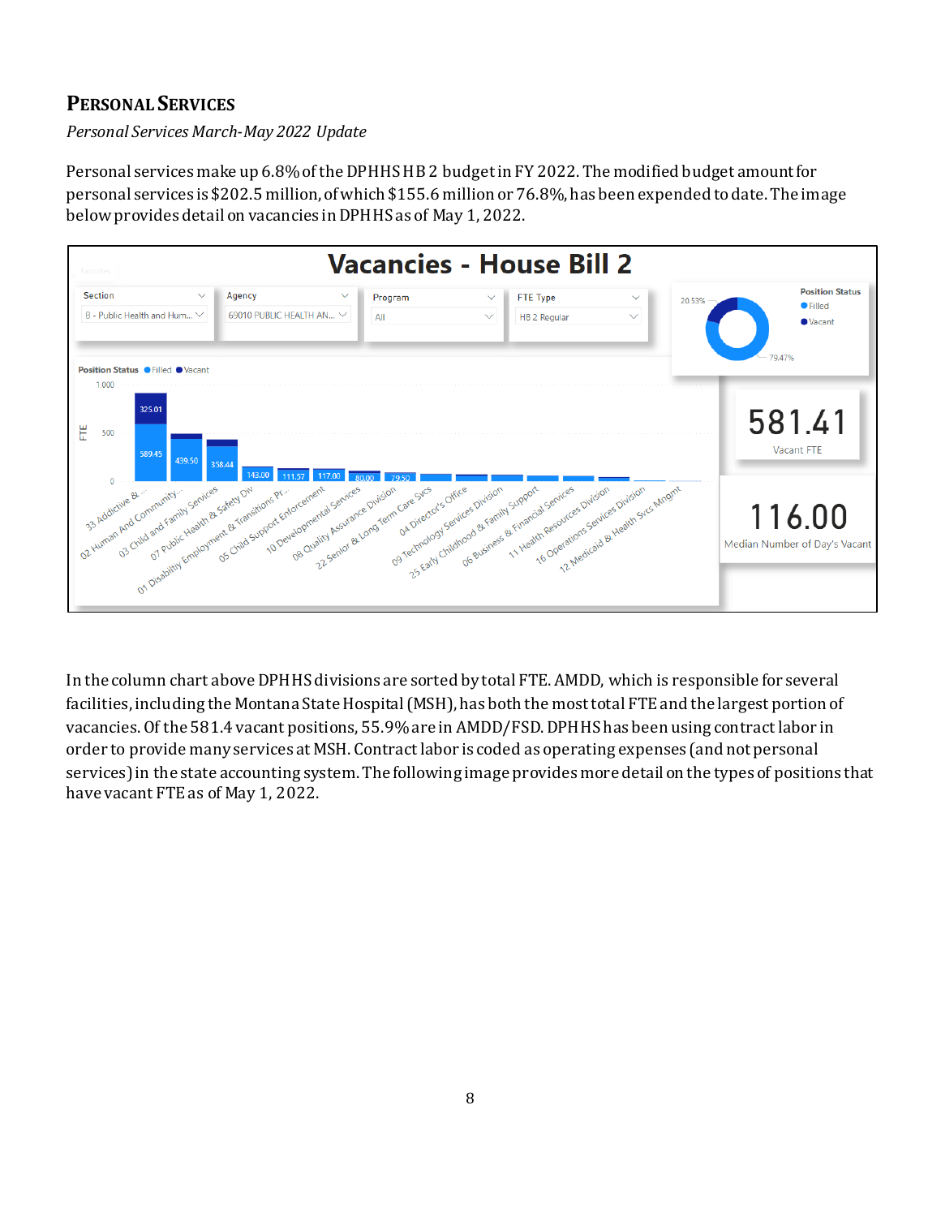## PERSONAL SERVICES

*Personal Services March-May 2022 Update*

Personal services make up 6.8% of the DPHHS HB 2 budget in FY 2022. The modified budget amount for personal services is $202.5 million, of which $155.6 million or 76.8%, has been expended to date. The image below provides detail on vacancies in DPHHS as of May 1, 2022.

In the column chart above DPHHS divisions are sorted by total FTE. AMDD, which is responsible for several facilities, including the Montana State Hospital (MSH), has both the most total FTE and the largest portion of vacancies. Of the 581.4 vacant positions, 55.9% are in AMDD/FSD. DPHHS has been using contract labor in order to provide many services at MSH. Contract labor is coded as operating expenses (and not personal services) in the state accounting system. The following image provides more detail on the types of positions that have vacant FTE as of May 1, 2022.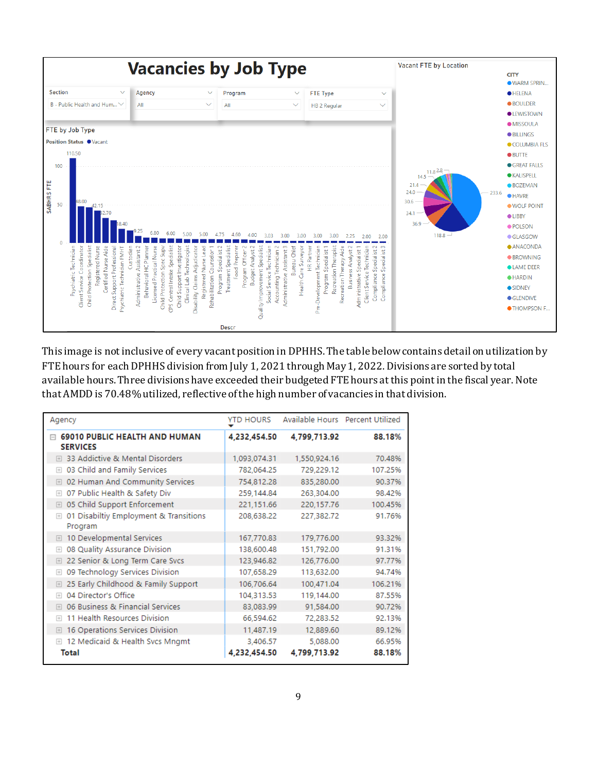# Vacancies by Job Type

This image is not inclusive of every vacant position in DPHHS. The table below contains detail on utilization by FTE hours for each DPHHS division from July 1, 2021 through May 1, 2022. Divisions are sorted by total available hours. Three divisions have exceeded their budgeted FTE hours at this point in the fiscal year. Note that AMDD is 70.48% utilized, reflective of the high number of vacancies in that division.

| Agency | YTD HOURS | Available Hours | Percent Utilized |
|---|---|---|---|
| **69010 PUBLIC HEALTH AND HUMAN SERVICES** | **4,232,454.50** | **4,799,713.92** | **88.18%** |
| 33 Addictive & Mental Disorders | 1,093,074.31 | 1,550,924.16 | 70.48% |
| 03 Child and Family Services | 782,064.25 | 729,229.12 | 107.25% |
| 02 Human And Community Services | 754,812.28 | 835,280.00 | 90.37% |
| 07 Public Health & Safety Div | 259,144.84 | 263,304.00 | 98.42% |
| 05 Child Support Enforcement | 221,151.66 | 220,157.76 | 100.45% |
| 01 Disabiltiy Employment & Transitions Program | 208,638.22 | 227,382.72 | 91.76% |
| 10 Developmental Services | 167,770.83 | 179,776.00 | 93.32% |
| 08 Quality Assurance Division | 138,600.48 | 151,792.00 | 91.31% |
| 22 Senior & Long Term Care Svcs | 123,946.82 | 126,776.00 | 97.77% |
| 09 Technology Services Division | 107,658.29 | 113,632.00 | 94.74% |
| 25 Early Childhood & Family Support | 106,706.64 | 100,471.04 | 106.21% |
| 04 Director's Office | 104,313.53 | 119,144.00 | 87.55% |
| 06 Business & Financial Services | 83,083.99 | 91,584.00 | 90.72% |
| 11 Health Resources Division | 66,594.62 | 72,283.52 | 92.13% |
| 16 Operations Services Division | 11,487.19 | 12,889.60 | 89.12% |
| 12 Medicaid & Health Svcs Mngmt | 3,406.57 | 5,088.00 | 66.95% |
| **Total** | **4,232,454.50** | **4,799,713.92** | **88.18%** |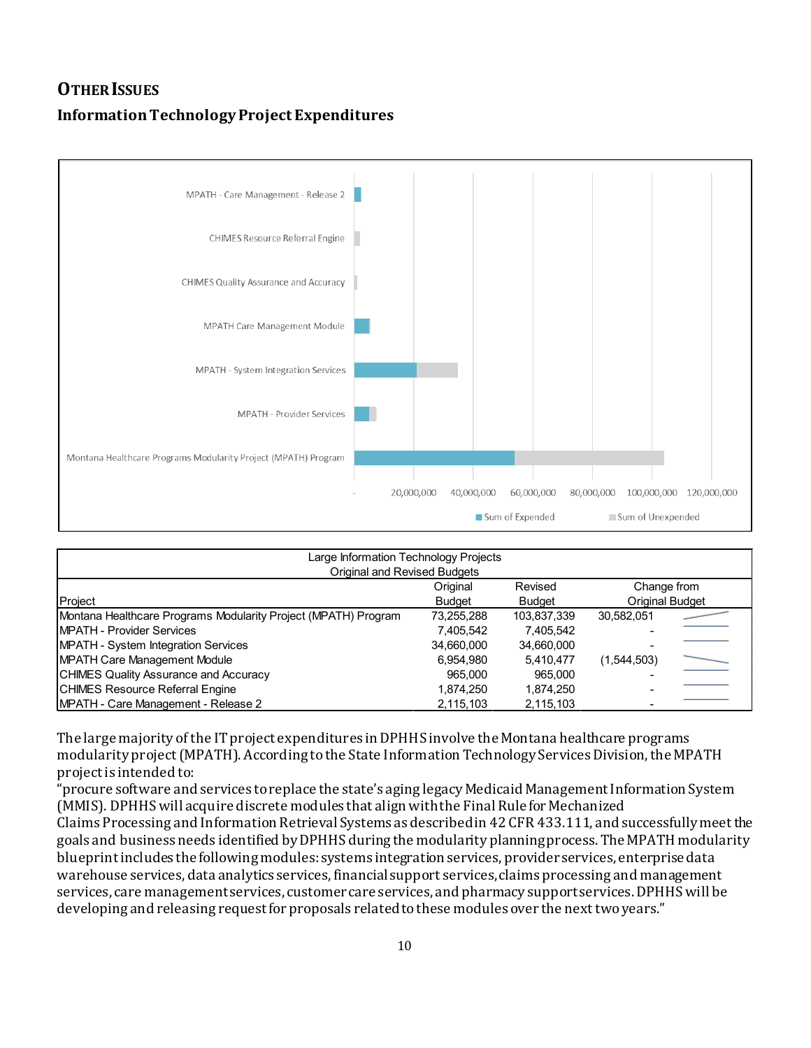## Other Issues

### Information Technology Project Expenditures

| Large Information Technology Projects Original and Revised Budgets | | | |
|---|---|---|---|
| Project | Original Budget | Revised Budget | Change from Original Budget |
| Montana Healthcare Programs Modularity Project (MPATH) Program | 73,255,288 | 103,837,339 | 30,582,051 |
| MPATH - Provider Services | 7,405,542 | 7,405,542 | - |
| MPATH - System Integration Services | 34,660,000 | 34,660,000 | - |
| MPATH Care Management Module | 6,954,980 | 5,410,477 | (1,544,503) |
| CHIMES Quality Assurance and Accuracy | 965,000 | 965,000 | - |
| CHIMES Resource Referral Engine | 1,874,250 | 1,874,250 | - |
| MPATH - Care Management - Release 2 | 2,115,103 | 2,115,103 | - |

The large majority of the IT project expenditures in DPHHS involve the Montana healthcare programs modularity project (MPATH). According to the State Information Technology Services Division, the MPATH project is intended to:

"procure software and services to replace the state's aging legacy Medicaid Management Information System (MMIS). DPHHS will acquire discrete modules that align with the Final Rule for Mechanized Claims Processing and Information Retrieval Systems as described in 42 CFR 433.111, and successfully meet the goals and business needs identified by DPHHS during the modularity planning process. The MPATH modularity blueprint includes the following modules: systems integration services, provider services, enterprise data warehouse services, data analytics services, financial support services, claims processing and management services, care management services, customer care services, and pharmacy support services. DPHHS will be developing and releasing request for proposals related to these modules over the next two years."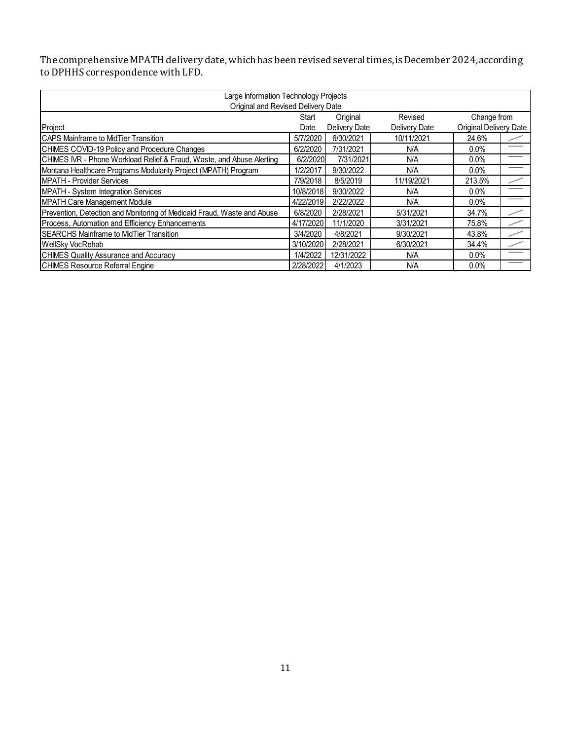The comprehensive MPATH delivery date, which has been revised several times, is December 2024, according to DPHHS correspondence with LFD.

| Large Information Technology Projects<br>Original and Revised Delivery Date | | | | | |
|---|---|---|---|---|---|
| Project | Start Date | Original Delivery Date | Revised Delivery Date | Change from Original Delivery Date | |
| CAPS Mainframe to MidTier Transition | 5/7/2020 | 6/30/2021 | 10/11/2021 | 24.6% | |
| CHIMES COVID-19 Policy and Procedure Changes | 6/2/2020 | 7/31/2021 | N/A | 0.0% | |
| CHIMES IVR - Phone Workload Relief & Fraud, Waste, and Abuse Alerting | 6/2/2020 | 7/31/2021 | N/A | 0.0% | |
| Montana Healthcare Programs Modularity Project (MPATH) Program | 1/2/2017 | 9/30/2022 | N/A | 0.0% | |
| MPATH - Provider Services | 7/9/2018 | 8/5/2019 | 11/19/2021 | 213.5% | |
| MPATH - System Integration Services | 10/8/2018 | 9/30/2022 | N/A | 0.0% | |
| MPATH Care Management Module | 4/22/2019 | 2/22/2022 | N/A | 0.0% | |
| Prevention, Detection and Monitoring of Medicaid Fraud, Waste and Abuse | 6/8/2020 | 2/28/2021 | 5/31/2021 | 34.7% | |
| Process, Automation and Efficiency Enhancements | 4/17/2020 | 11/1/2020 | 3/31/2021 | 75.8% | |
| SEARCHS Mainframe to MidTier Transition | 3/4/2020 | 4/8/2021 | 9/30/2021 | 43.8% | |
| WellSky VocRehab | 3/10/2020 | 2/28/2021 | 6/30/2021 | 34.4% | |
| CHIMES Quality Assurance and Accuracy | 1/4/2022 | 12/31/2022 | N/A | 0.0% | |
| CHIMES Resource Referral Engine | 2/28/2022 | 4/1/2023 | N/A | 0.0% | |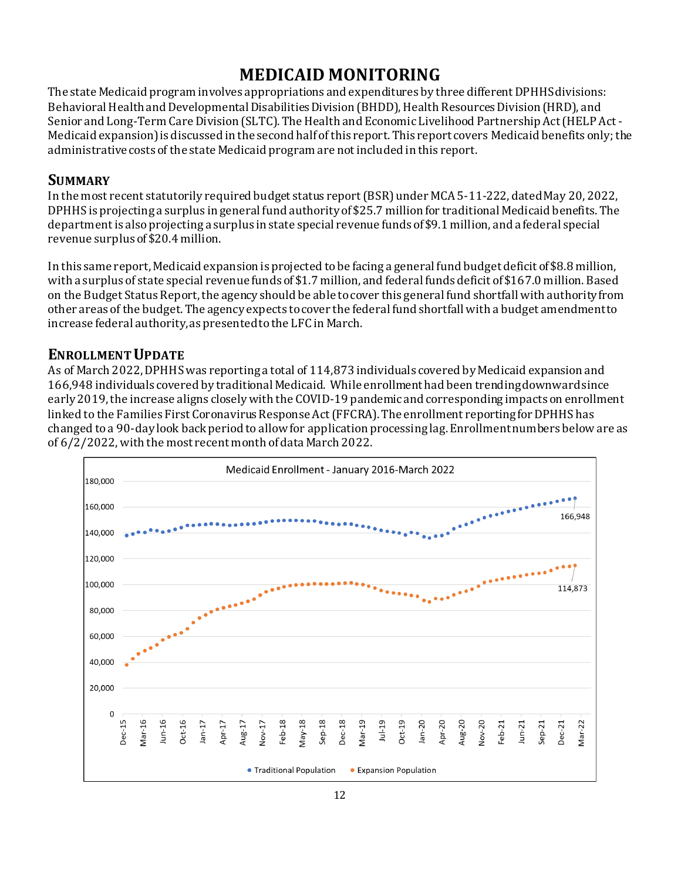# MEDICAID MONITORING

The state Medicaid program involves appropriations and expenditures by three different DPHHS divisions: Behavioral Health and Developmental Disabilities Division (BHDD), Health Resources Division (HRD), and Senior and Long-Term Care Division (SLTC). The Health and Economic Livelihood Partnership Act (HELP Act - Medicaid expansion) is discussed in the second half of this report. This report covers Medicaid benefits only; the administrative costs of the state Medicaid program are not included in this report.

## SUMMARY

In the most recent statutorily required budget status report (BSR) under MCA 5-11-222, dated May 20, 2022, DPHHS is projecting a surplus in general fund authority of $25.7 million for traditional Medicaid benefits. The department is also projecting a surplus in state special revenue funds of $9.1 million, and a federal special revenue surplus of $20.4 million.

In this same report, Medicaid expansion is projected to be facing a general fund budget deficit of $8.8 million, with a surplus of state special revenue funds of $1.7 million, and federal funds deficit of $167.0 million. Based on the Budget Status Report, the agency should be able to cover this general fund shortfall with authority from other areas of the budget. The agency expects to cover the federal fund shortfall with a budget amendment to increase federal authority, as presented to the LFC in March.

## ENROLLMENT UPDATE

As of March 2022, DPHHS was reporting a total of 114,873 individuals covered by Medicaid expansion and 166,948 individuals covered by traditional Medicaid. While enrollment had been trending downward since early 2019, the increase aligns closely with the COVID-19 pandemic and corresponding impacts on enrollment linked to the Families First Coronavirus Response Act (FFCRA). The enrollment reporting for DPHHS has changed to a 90-day look back period to allow for application processing lag. Enrollment numbers below are as of 6/2/2022, with the most recent month of data March 2022.

Medicaid Enrollment - January 2016-March 2022

Traditional Population: 166,948 (Mar-22)
Expansion Population: 114,873 (Mar-22)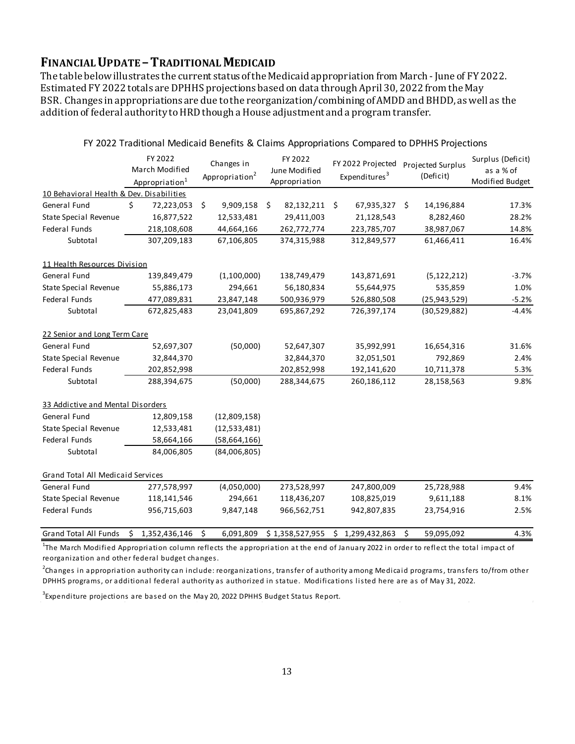## FINANCIAL UPDATE – TRADITIONAL MEDICAID

The table below illustrates the current status of the Medicaid appropriation from March - June of FY 2022. Estimated FY 2022 totals are DPHHS projections based on data through April 30, 2022 from the May BSR. Changes in appropriations are due to the reorganization/combining of AMDD and BHDD, as well as the addition of federal authority to HRD though a House adjustment and a program transfer.

FY 2022 Traditional Medicaid Benefits & Claims Appropriations Compared to DPHHS Projections

| | FY 2022 March Modified Appropriation[1] | Changes in Appropriation[2] | FY 2022 June Modified Appropriation | FY 2022 Projected Expenditures[3] | Projected Surplus (Deficit) | Surplus (Deficit) as a % of Modified Budget |
|---|---|---|---|---|---|---|
| 10 Behavioral Health & Dev. Disabilities | | | | | | |
| General Fund | $ 72,223,053 | $ 9,909,158 | $ 82,132,211 | $ 67,935,327 | $ 14,196,884 | 17.3% |
| State Special Revenue | 16,877,522 | 12,533,481 | 29,411,003 | 21,128,543 | 8,282,460 | 28.2% |
| Federal Funds | 218,108,608 | 44,664,166 | 262,772,774 | 223,785,707 | 38,987,067 | 14.8% |
| Subtotal | 307,209,183 | 67,106,805 | 374,315,988 | 312,849,577 | 61,466,411 | 16.4% |
| 11 Health Resources Division | | | | | | |
| General Fund | 139,849,479 | (1,100,000) | 138,749,479 | 143,871,691 | (5,122,212) | -3.7% |
| State Special Revenue | 55,886,173 | 294,661 | 56,180,834 | 55,644,975 | 535,859 | 1.0% |
| Federal Funds | 477,089,831 | 23,847,148 | 500,936,979 | 526,880,508 | (25,943,529) | -5.2% |
| Subtotal | 672,825,483 | 23,041,809 | 695,867,292 | 726,397,174 | (30,529,882) | -4.4% |
| 22 Senior and Long Term Care | | | | | | |
| General Fund | 52,697,307 | (50,000) | 52,647,307 | 35,992,991 | 16,654,316 | 31.6% |
| State Special Revenue | 32,844,370 | | 32,844,370 | 32,051,501 | 792,869 | 2.4% |
| Federal Funds | 202,852,998 | | 202,852,998 | 192,141,620 | 10,711,378 | 5.3% |
| Subtotal | 288,394,675 | (50,000) | 288,344,675 | 260,186,112 | 28,158,563 | 9.8% |
| 33 Addictive and Mental Disorders | | | | | | |
| General Fund | 12,809,158 | (12,809,158) | | | | |
| State Special Revenue | 12,533,481 | (12,533,481) | | | | |
| Federal Funds | 58,664,166 | (58,664,166) | | | | |
| Subtotal | 84,006,805 | (84,006,805) | | | | |
| Grand Total All Medicaid Services | | | | | | |
| General Fund | 277,578,997 | (4,050,000) | 273,528,997 | 247,800,009 | 25,728,988 | 9.4% |
| State Special Revenue | 118,141,546 | 294,661 | 118,436,207 | 108,825,019 | 9,611,188 | 8.1% |
| Federal Funds | 956,715,603 | 9,847,148 | 966,562,751 | 942,807,835 | 23,754,916 | 2.5% |
| Grand Total All Funds | $ 1,352,436,146 | $ 6,091,809 | $ 1,358,527,955 | $ 1,299,432,863 | $ 59,095,092 | 4.3% |

[1]The March Modified Appropriation column reflects the appropriation at the end of January 2022 in order to reflect the total impact of reorganization and other federal budget changes.

[2]Changes in appropriation authority can include: reorganizations, transfer of authority among Medicaid programs, transfers to/from other DPHHS programs, or additional federal authority as authorized in statue. Modifications listed here are as of May 31, 2022.

[3]Expenditure projections are based on the May 20, 2022 DPHHS Budget Status Report.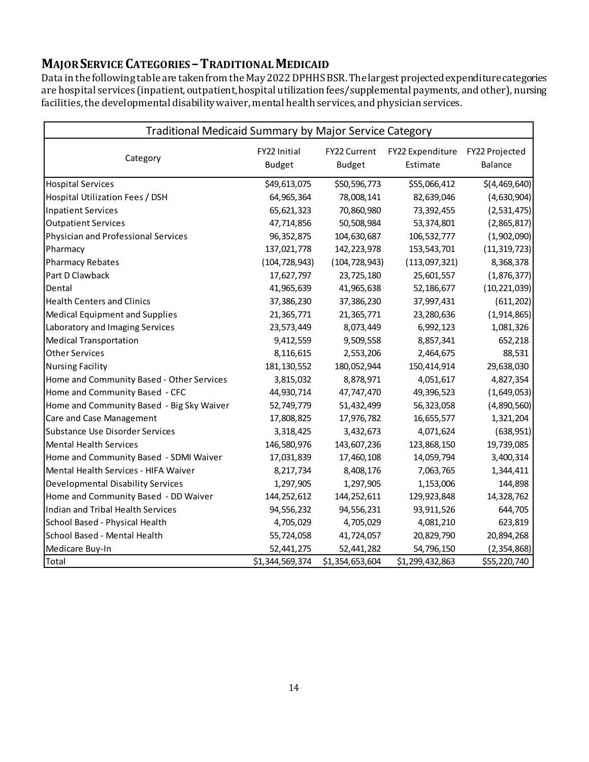## MAJOR SERVICE CATEGORIES – TRADITIONAL MEDICAID

Data in the following table are taken from the May 2022 DPHHS BSR. The largest projected expenditure categories are hospital services (inpatient, outpatient, hospital utilization fees/supplemental payments, and other), nursing facilities, the developmental disability waiver, mental health services, and physician services.

| Traditional Medicaid Summary by Major Service Category | | | | |
|---|---|---|---|---|
| Category | FY22 Initial Budget | FY22 Current Budget | FY22 Expenditure Estimate | FY22 Projected Balance |
| Hospital Services | $49,613,075 | $50,596,773 | $55,066,412 | $(4,469,640) |
| Hospital Utilization Fees / DSH | 64,965,364 | 78,008,141 | 82,639,046 | (4,630,904) |
| Inpatient Services | 65,621,323 | 70,860,980 | 73,392,455 | (2,531,475) |
| Outpatient Services | 47,714,856 | 50,508,984 | 53,374,801 | (2,865,817) |
| Physician and Professional Services | 96,352,875 | 104,630,687 | 106,532,777 | (1,902,090) |
| Pharmacy | 137,021,778 | 142,223,978 | 153,543,701 | (11,319,723) |
| Pharmacy Rebates | (104,728,943) | (104,728,943) | (113,097,321) | 8,368,378 |
| Part D Clawback | 17,627,797 | 23,725,180 | 25,601,557 | (1,876,377) |
| Dental | 41,965,639 | 41,965,638 | 52,186,677 | (10,221,039) |
| Health Centers and Clinics | 37,386,230 | 37,386,230 | 37,997,431 | (611,202) |
| Medical Equipment and Supplies | 21,365,771 | 21,365,771 | 23,280,636 | (1,914,865) |
| Laboratory and Imaging Services | 23,573,449 | 8,073,449 | 6,992,123 | 1,081,326 |
| Medical Transportation | 9,412,559 | 9,509,558 | 8,857,341 | 652,218 |
| Other Services | 8,116,615 | 2,553,206 | 2,464,675 | 88,531 |
| Nursing Facility | 181,130,552 | 180,052,944 | 150,414,914 | 29,638,030 |
| Home and Community Based - Other Services | 3,815,032 | 8,878,971 | 4,051,617 | 4,827,354 |
| Home and Community Based - CFC | 44,930,714 | 47,747,470 | 49,396,523 | (1,649,053) |
| Home and Community Based - Big Sky Waiver | 52,749,779 | 51,432,499 | 56,323,058 | (4,890,560) |
| Care and Case Management | 17,808,825 | 17,976,782 | 16,655,577 | 1,321,204 |
| Substance Use Disorder Services | 3,318,425 | 3,432,673 | 4,071,624 | (638,951) |
| Mental Health Services | 146,580,976 | 143,607,236 | 123,868,150 | 19,739,085 |
| Home and Community Based - SDMI Waiver | 17,031,839 | 17,460,108 | 14,059,794 | 3,400,314 |
| Mental Health Services - HIFA Waiver | 8,217,734 | 8,408,176 | 7,063,765 | 1,344,411 |
| Developmental Disability Services | 1,297,905 | 1,297,905 | 1,153,006 | 144,898 |
| Home and Community Based - DD Waiver | 144,252,612 | 144,252,611 | 129,923,848 | 14,328,762 |
| Indian and Tribal Health Services | 94,556,232 | 94,556,231 | 93,911,526 | 644,705 |
| School Based - Physical Health | 4,705,029 | 4,705,029 | 4,081,210 | 623,819 |
| School Based - Mental Health | 55,724,058 | 41,724,057 | 20,829,790 | 20,894,268 |
| Medicare Buy-In | 52,441,275 | 52,441,282 | 54,796,150 | (2,354,868) |
| Total | $1,344,569,374 | $1,354,653,604 | $1,299,432,863 | $55,220,740 |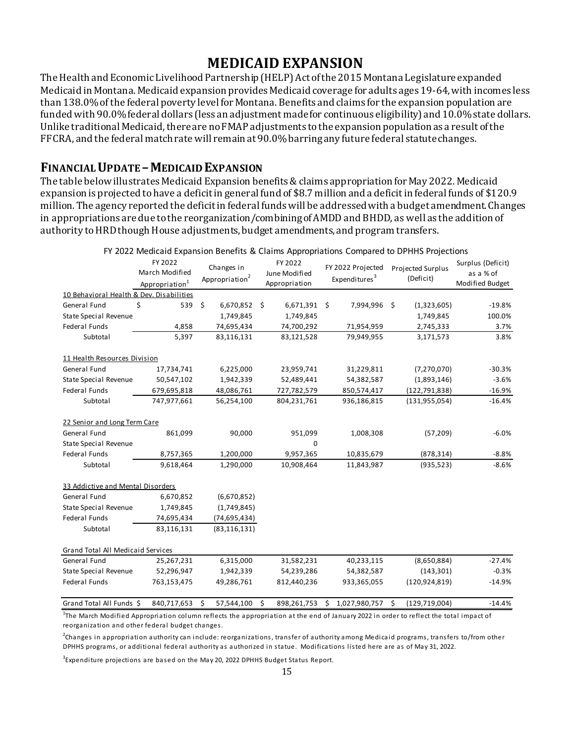# MEDICAID EXPANSION

The Health and Economic Livelihood Partnership (HELP) Act of the 2015 Montana Legislature expanded Medicaid in Montana. Medicaid expansion provides Medicaid coverage for adults ages 19-64, with incomes less than 138.0% of the federal poverty level for Montana. Benefits and claims for the expansion population are funded with 90.0% federal dollars (less an adjustment made for continuous eligibility) and 10.0% state dollars. Unlike traditional Medicaid, there are no FMAP adjustments to the expansion population as a result of the FFCRA, and the federal match rate will remain at 90.0% barring any future federal statute changes.

## FINANCIAL UPDATE – MEDICAID EXPANSION

The table below illustrates Medicaid Expansion benefits & claims appropriation for May 2022. Medicaid expansion is projected to have a deficit in general fund of $8.7 million and a deficit in federal funds of $120.9 million. The agency reported the deficit in federal funds will be addressed with a budget amendment. Changes in appropriations are due to the reorganization/combining of AMDD and BHDD, as well as the addition of authority to HRD though House adjustments, budget amendments, and program transfers.

FY 2022 Medicaid Expansion Benefits & Claims Appropriations Compared to DPHHS Projections

| | FY 2022 March Modified Appropriation[1] | Changes in Appropriation[2] | FY 2022 June Modified Appropriation | FY 2022 Projected Expenditures[3] | Projected Surplus (Deficit) | Surplus (Deficit) as a % of Modified Budget |
|---|---|---|---|---|---|---|
| 10 Behavioral Health & Dev. Disabilities | | | | | | |
| General Fund | $ 539 | $ 6,670,852 | $ 6,671,391 | $ 7,994,996 | $ (1,323,605) | -19.8% |
| State Special Revenue | | 1,749,845 | 1,749,845 | | 1,749,845 | 100.0% |
| Federal Funds | 4,858 | 74,695,434 | 74,700,292 | 71,954,959 | 2,745,333 | 3.7% |
| Subtotal | 5,397 | 83,116,131 | 83,121,528 | 79,949,955 | 3,171,573 | 3.8% |
| 11 Health Resources Division | | | | | | |
| General Fund | 17,734,741 | 6,225,000 | 23,959,741 | 31,229,811 | (7,270,070) | -30.3% |
| State Special Revenue | 50,547,102 | 1,942,339 | 52,489,441 | 54,382,587 | (1,893,146) | -3.6% |
| Federal Funds | 679,695,818 | 48,086,761 | 727,782,579 | 850,574,417 | (122,791,838) | -16.9% |
| Subtotal | 747,977,661 | 56,254,100 | 804,231,761 | 936,186,815 | (131,955,054) | -16.4% |
| 22 Senior and Long Term Care | | | | | | |
| General Fund | 861,099 | 90,000 | 951,099 | 1,008,308 | (57,209) | -6.0% |
| State Special Revenue | | | 0 | | | |
| Federal Funds | 8,757,365 | 1,200,000 | 9,957,365 | 10,835,679 | (878,314) | -8.8% |
| Subtotal | 9,618,464 | 1,290,000 | 10,908,464 | 11,843,987 | (935,523) | -8.6% |
| 33 Addictive and Mental Disorders | | | | | | |
| General Fund | 6,670,852 | (6,670,852) | | | | |
| State Special Revenue | 1,749,845 | (1,749,845) | | | | |
| Federal Funds | 74,695,434 | (74,695,434) | | | | |
| Subtotal | 83,116,131 | (83,116,131) | | | | |
| Grand Total All Medicaid Services | | | | | | |
| General Fund | 25,267,231 | 6,315,000 | 31,582,231 | 40,233,115 | (8,650,884) | -27.4% |
| State Special Revenue | 52,296,947 | 1,942,339 | 54,239,286 | 54,382,587 | (143,301) | -0.3% |
| Federal Funds | 763,153,475 | 49,286,761 | 812,440,236 | 933,365,055 | (120,924,819) | -14.9% |
| Grand Total All Funds | $ 840,717,653 | $ 57,544,100 | $ 898,261,753 | $ 1,027,980,757 | $ (129,719,004) | -14.4% |

[1]The March Modified Appropriation column reflects the appropriation at the end of January 2022 in order to reflect the total impact of reorganization and other federal budget changes.

[2]Changes in appropriation authority can include: reorganizations, transfer of authority among Medicaid programs, transfers to/from other DPHHS programs, or additional federal authority as authorized in statue. Modifications listed here are as of May 31, 2022.

[3]Expenditure projections are based on the May 20, 2022 DPHHS Budget Status Report.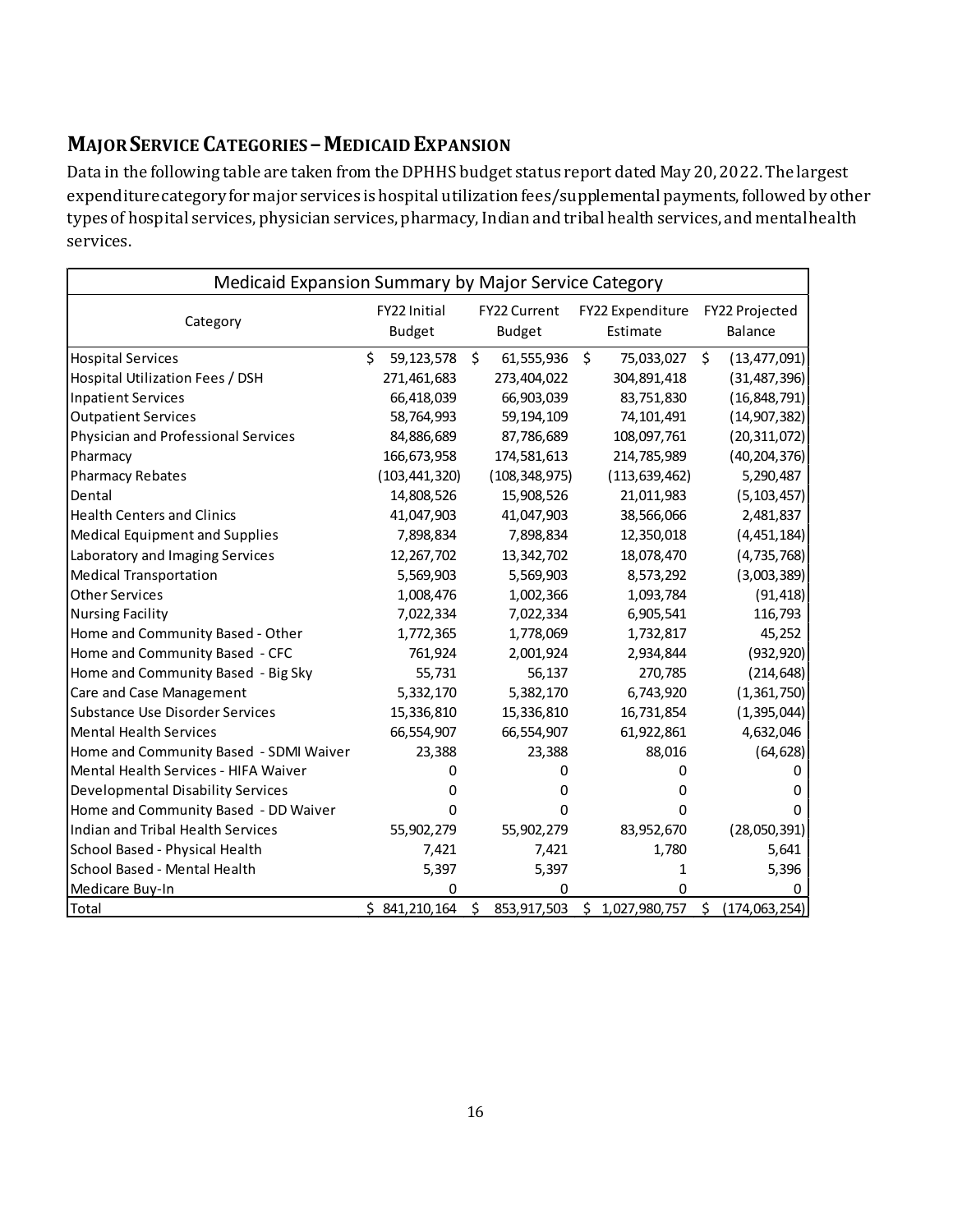## MAJOR SERVICE CATEGORIES – MEDICAID EXPANSION

Data in the following table are taken from the DPHHS budget status report dated May 20, 2022. The largest expenditure category for major services is hospital utilization fees/supplemental payments, followed by other types of hospital services, physician services, pharmacy, Indian and tribal health services, and mental health services.

| Medicaid Expansion Summary by Major Service Category | | | | |
|---|---|---|---|---|
| Category | FY22 Initial Budget | FY22 Current Budget | FY22 Expenditure Estimate | FY22 Projected Balance |
| Hospital Services | $ 59,123,578 | $ 61,555,936 | $ 75,033,027 | $ (13,477,091) |
| Hospital Utilization Fees / DSH | 271,461,683 | 273,404,022 | 304,891,418 | (31,487,396) |
| Inpatient Services | 66,418,039 | 66,903,039 | 83,751,830 | (16,848,791) |
| Outpatient Services | 58,764,993 | 59,194,109 | 74,101,491 | (14,907,382) |
| Physician and Professional Services | 84,886,689 | 87,786,689 | 108,097,761 | (20,311,072) |
| Pharmacy | 166,673,958 | 174,581,613 | 214,785,989 | (40,204,376) |
| Pharmacy Rebates | (103,441,320) | (108,348,975) | (113,639,462) | 5,290,487 |
| Dental | 14,808,526 | 15,908,526 | 21,011,983 | (5,103,457) |
| Health Centers and Clinics | 41,047,903 | 41,047,903 | 38,566,066 | 2,481,837 |
| Medical Equipment and Supplies | 7,898,834 | 7,898,834 | 12,350,018 | (4,451,184) |
| Laboratory and Imaging Services | 12,267,702 | 13,342,702 | 18,078,470 | (4,735,768) |
| Medical Transportation | 5,569,903 | 5,569,903 | 8,573,292 | (3,003,389) |
| Other Services | 1,008,476 | 1,002,366 | 1,093,784 | (91,418) |
| Nursing Facility | 7,022,334 | 7,022,334 | 6,905,541 | 116,793 |
| Home and Community Based - Other | 1,772,365 | 1,778,069 | 1,732,817 | 45,252 |
| Home and Community Based - CFC | 761,924 | 2,001,924 | 2,934,844 | (932,920) |
| Home and Community Based - Big Sky | 55,731 | 56,137 | 270,785 | (214,648) |
| Care and Case Management | 5,332,170 | 5,382,170 | 6,743,920 | (1,361,750) |
| Substance Use Disorder Services | 15,336,810 | 15,336,810 | 16,731,854 | (1,395,044) |
| Mental Health Services | 66,554,907 | 66,554,907 | 61,922,861 | 4,632,046 |
| Home and Community Based - SDMI Waiver | 23,388 | 23,388 | 88,016 | (64,628) |
| Mental Health Services - HIFA Waiver | 0 | 0 | 0 | 0 |
| Developmental Disability Services | 0 | 0 | 0 | 0 |
| Home and Community Based - DD Waiver | 0 | 0 | 0 | 0 |
| Indian and Tribal Health Services | 55,902,279 | 55,902,279 | 83,952,670 | (28,050,391) |
| School Based - Physical Health | 7,421 | 7,421 | 1,780 | 5,641 |
| School Based - Mental Health | 5,397 | 5,397 | 1 | 5,396 |
| Medicare Buy-In | 0 | 0 | 0 | 0 |
| Total | $ 841,210,164 | $ 853,917,503 | $ 1,027,980,757 | $ (174,063,254) |